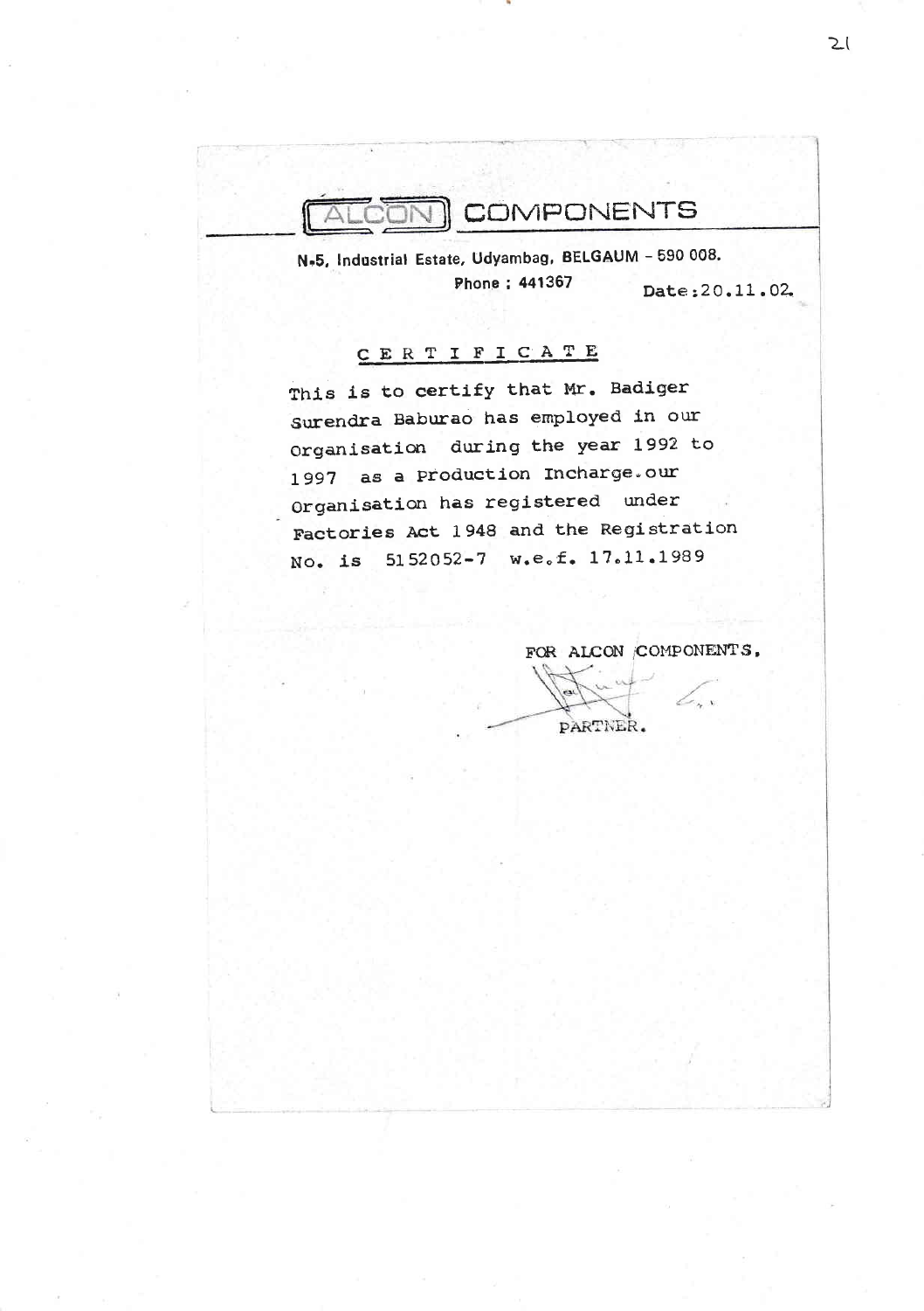# ALCON COMPONENTS

N.5, Industrial Estate, Udyambag, BELGAUM - 590 008.

Phone : 441367

Date:20.11.02

## CERTIFICATE

This is to certify that Mr. Badiger Surendra Baburao has employed in our Organisation during the year 1992 to 1997 as a Production Incharge. our Organisation has registered under Factories Act 1948 and the Registration No. is 5152052-7 w.e.f. 17.11.1989

FOR ALCON COMPONENTS.

PARTNER.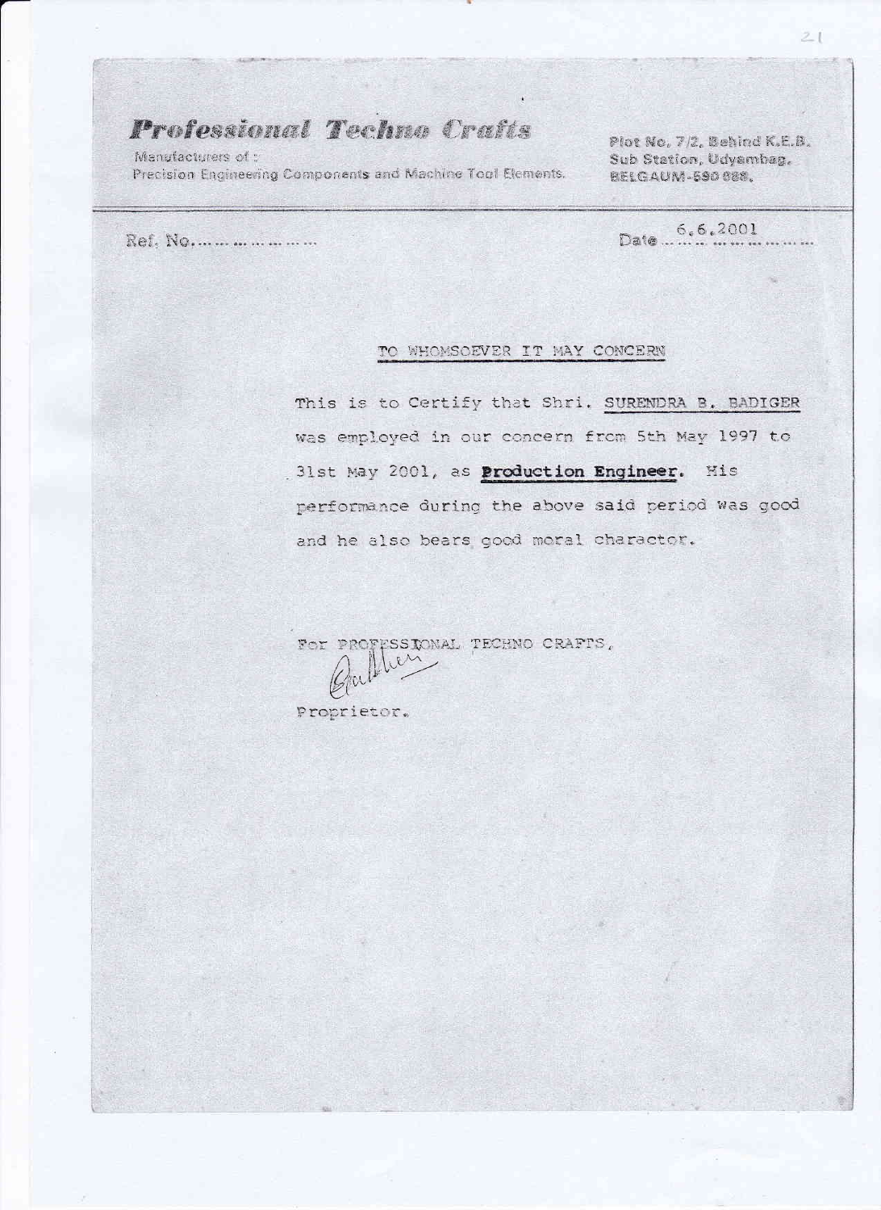**Professional Techno Crafts**

Manufacturers of :
Precision Engineering Components and Machine Tool Elements.

Plot No. 7/2, Behind K.E.B.
Sub Station, Udyambag,
BELGAUM-590 008.

Ref. No.....................

Date 6.6.2001

TO WHOMSOEVER IT MAY CONCERN

This is to Certify that Shri. SURENDRA B. BADIGER was employed in our concern from 5th May 1997 to 31st May 2001, as **Production Engineer.** His performance during the above said period was good and he also bears good moral charactor.

For PROFESSIONAL TECHNO CRAFTS,

Proprietor.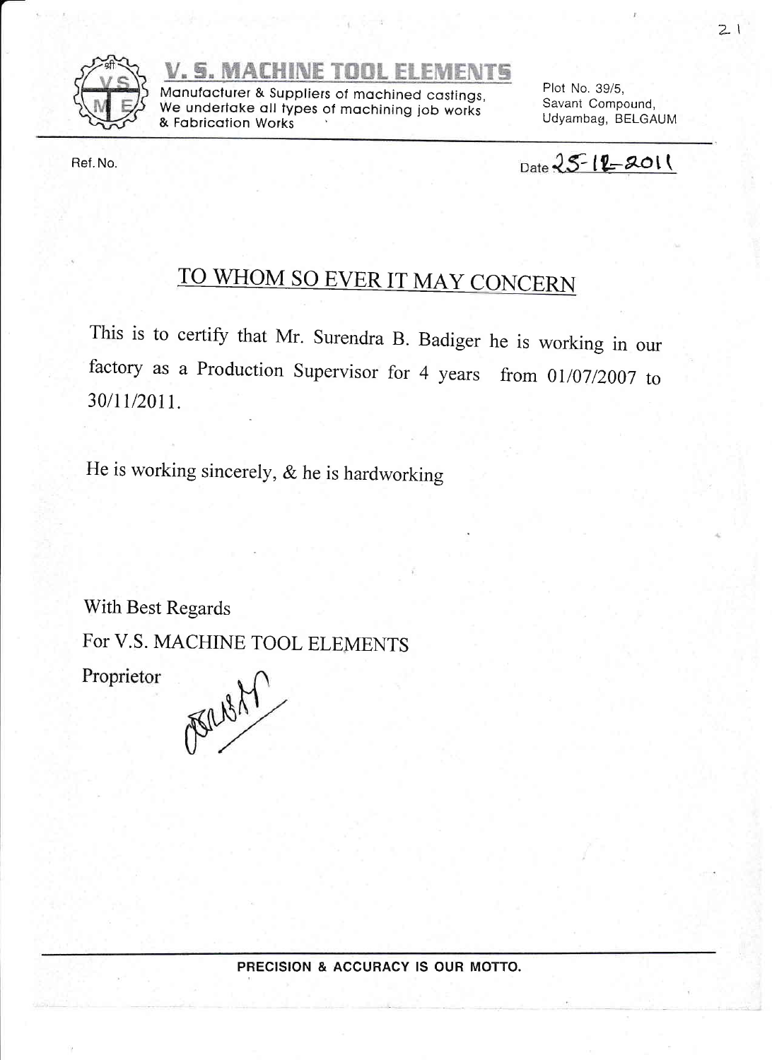# V. S. MACHINE TOOL ELEMENTS

Manufacturer & Suppliers of machined castings,
We undertake all types of machining job works
& Fabrication Works

Plot No. 39/5,
Savant Compound,
Udyambag, BELGAUM

Ref. No.

Date 25-12-2011

## TO WHOM SO EVER IT MAY CONCERN

This is to certify that Mr. Surendra B. Badiger he is working in our factory as a Production Supervisor for 4 years from 01/07/2007 to 30/11/2011.

He is working sincerely, & he is hardworking

With Best Regards

For V.S. MACHINE TOOL ELEMENTS

Proprietor

PRECISION & ACCURACY IS OUR MOTTO.